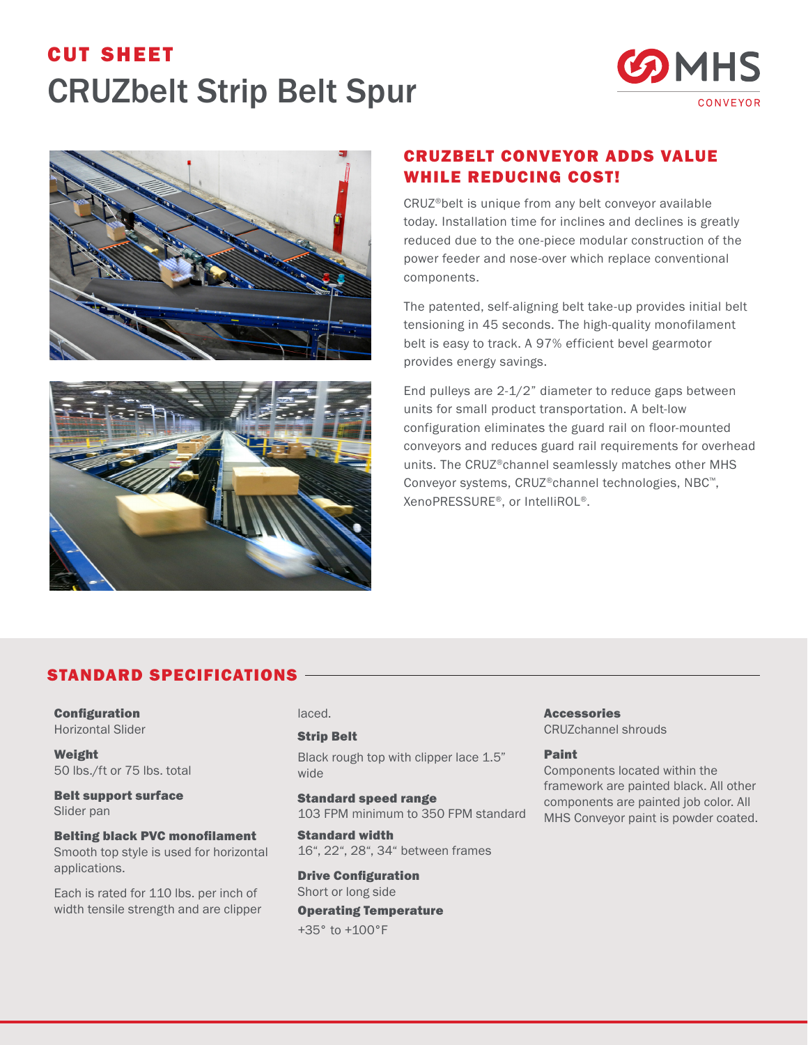CUT SHEET

# CRUZbelt Strip Belt Spur

## CRUZBELT CONVEYOR ADDS VALUE WHILE REDUCING COST!

CRUZ®belt is unique from any belt conveyor available today. Installation time for inclines and declines is greatly reduced due to the one-piece modular construction of the power feeder and nose-over which replace conventional components.

The patented, self-aligning belt take-up provides initial belt tensioning in 45 seconds. The high-quality monofilament belt is easy to track. A 97% efficient bevel gearmotor provides energy savings.

End pulleys are 2-1/2" diameter to reduce gaps between units for small product transportation. A belt-low configuration eliminates the guard rail on floor-mounted conveyors and reduces guard rail requirements for overhead units. The CRUZ®channel seamlessly matches other MHS Conveyor systems, CRUZ®channel technologies, NBC™, XenoPRESSURE®, or IntelliROL®.

## STANDARD SPECIFICATIONS

**Configuration**
Horizontal Slider

**Weight**
50 lbs./ft or 75 lbs. total

**Belt support surface**
Slider pan

**Belting black PVC monofilament**
Smooth top style is used for horizontal applications.

Each is rated for 110 lbs. per inch of width tensile strength and are clipper laced.

**Strip Belt**
Black rough top with clipper lace 1.5" wide

**Standard speed range**
103 FPM minimum to 350 FPM standard

**Standard width**
16", 22", 28", 34" between frames

**Drive Configuration**
Short or long side

**Operating Temperature**
+35° to +100°F

**Accessories**
CRUZchannel shrouds

**Paint**
Components located within the framework are painted black. All other components are painted job color. All MHS Conveyor paint is powder coated.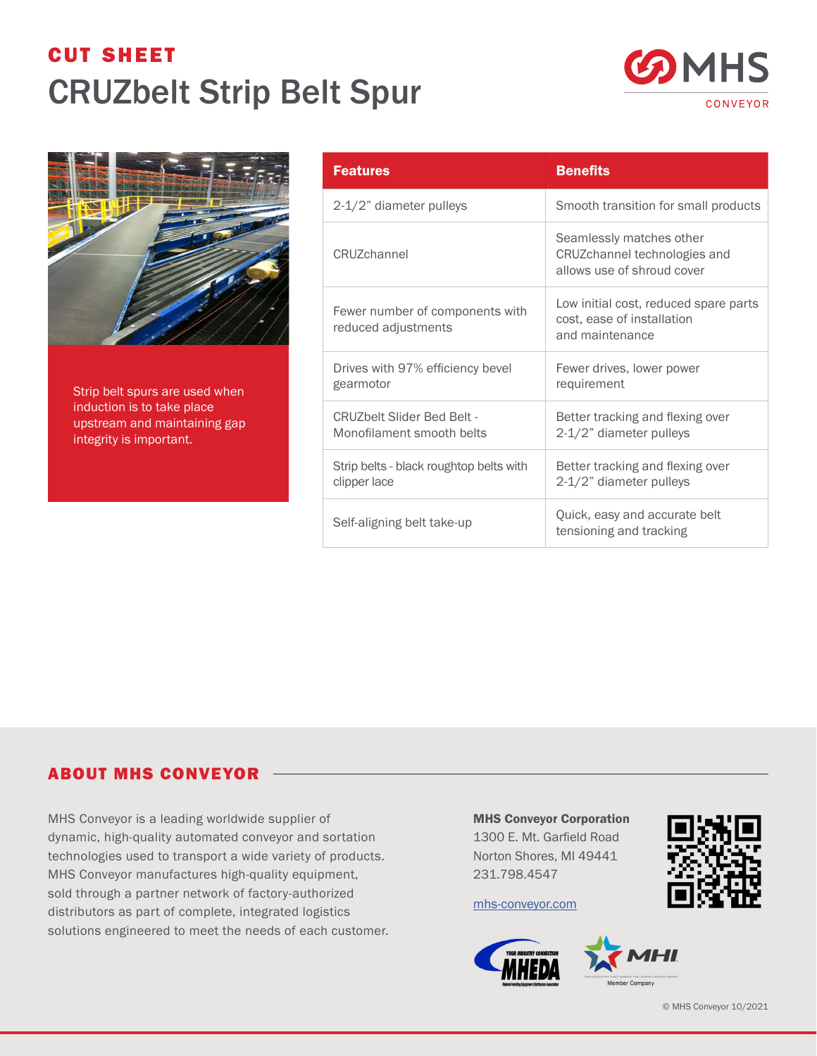# CUT SHEET

# CRUZbelt Strip Belt Spur

Strip belt spurs are used when induction is to take place upstream and maintaining gap integrity is important.

| Features | Benefits |
| --- | --- |
| 2-1/2" diameter pulleys | Smooth transition for small products |
| CRUZchannel | Seamlessly matches other CRUZchannel technologies and allows use of shroud cover |
| Fewer number of components with reduced adjustments | Low initial cost, reduced spare parts cost, ease of installation and maintenance |
| Drives with 97% efficiency bevel gearmotor | Fewer drives, lower power requirement |
| CRUZbelt Slider Bed Belt - Monofilament smooth belts | Better tracking and flexing over 2-1/2" diameter pulleys |
| Strip belts - black roughtop belts with clipper lace | Better tracking and flexing over 2-1/2" diameter pulleys |
| Self-aligning belt take-up | Quick, easy and accurate belt tensioning and tracking |

## ABOUT MHS CONVEYOR

MHS Conveyor is a leading worldwide supplier of dynamic, high-quality automated conveyor and sortation technologies used to transport a wide variety of products. MHS Conveyor manufactures high-quality equipment, sold through a partner network of factory-authorized distributors as part of complete, integrated logistics solutions engineered to meet the needs of each customer.

**MHS Conveyor Corporation**
1300 E. Mt. Garfield Road
Norton Shores, MI 49441
231.798.4547

mhs-conveyor.com

© MHS Conveyor 10/2021